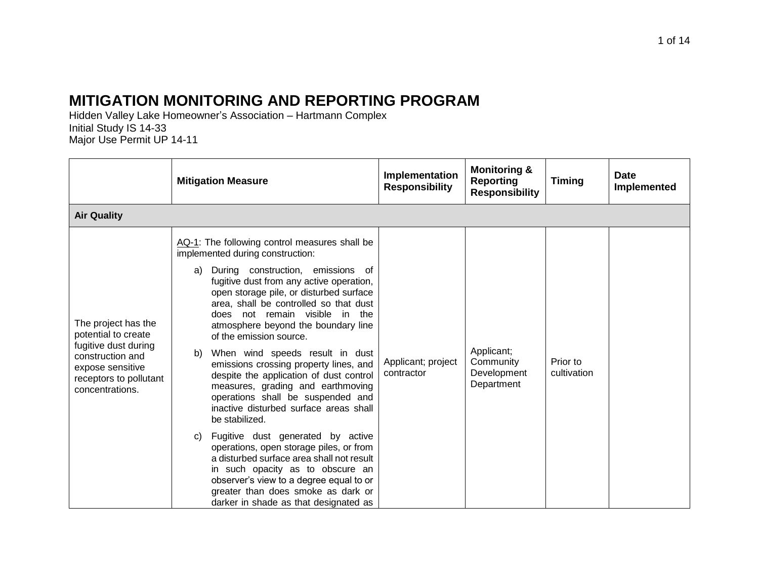# MITIGATION MONITORING AND REPORTING PROGRAM

Hidden Valley Lake Homeowner's Association – Hartmann Complex
Initial Study IS 14-33
Major Use Permit UP 14-11

| | Mitigation Measure | Implementation Responsibility | Monitoring & Reporting Responsibility | Timing | Date Implemented |
|---|---|---|---|---|---|
| **Air Quality** | | | | | |
| The project has the potential to create fugitive dust during construction and expose sensitive receptors to pollutant concentrations. | AQ-1: The following control measures shall be implemented during construction:<br><br>a) During construction, emissions of fugitive dust from any active operation, open storage pile, or disturbed surface area, shall be controlled so that dust does not remain visible in the atmosphere beyond the boundary line of the emission source.<br><br>b) When wind speeds result in dust emissions crossing property lines, and despite the application of dust control measures, grading and earthmoving operations shall be suspended and inactive disturbed surface areas shall be stabilized.<br><br>c) Fugitive dust generated by active operations, open storage piles, or from a disturbed surface area shall not result in such opacity as to obscure an observer's view to a degree equal to or greater than does smoke as dark or darker in shade as that designated as | Applicant; project contractor | Applicant; Community Development Department | Prior to cultivation | |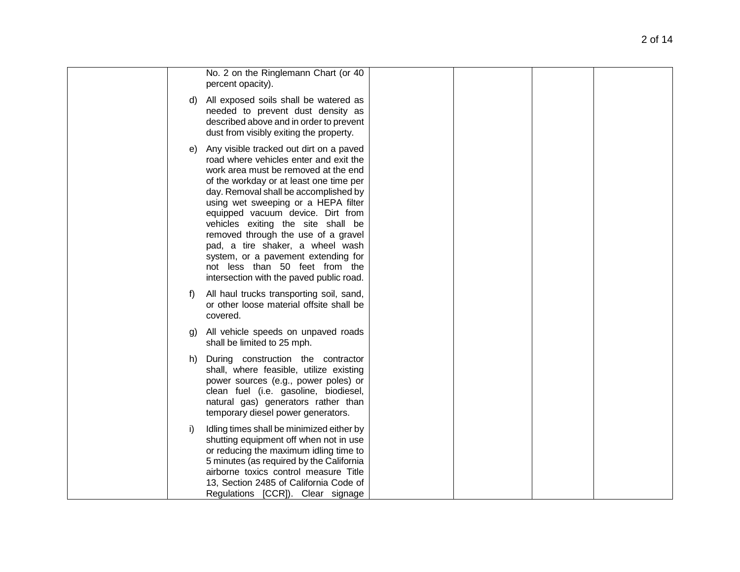| | | | | | |
|---|---|---|---|---|---|
| | No. 2 on the Ringlemann Chart (or 40 percent opacity).<br><br>d) All exposed soils shall be watered as needed to prevent dust density as described above and in order to prevent dust from visibly exiting the property.<br><br>e) Any visible tracked out dirt on a paved road where vehicles enter and exit the work area must be removed at the end of the workday or at least one time per day. Removal shall be accomplished by using wet sweeping or a HEPA filter equipped vacuum device. Dirt from vehicles exiting the site shall be removed through the use of a gravel pad, a tire shaker, a wheel wash system, or a pavement extending for not less than 50 feet from the intersection with the paved public road.<br><br>f) All haul trucks transporting soil, sand, or other loose material offsite shall be covered.<br><br>g) All vehicle speeds on unpaved roads shall be limited to 25 mph.<br><br>h) During construction the contractor shall, where feasible, utilize existing power sources (e.g., power poles) or clean fuel (i.e. gasoline, biodiesel, natural gas) generators rather than temporary diesel power generators.<br><br>i) Idling times shall be minimized either by shutting equipment off when not in use or reducing the maximum idling time to 5 minutes (as required by the California airborne toxics control measure Title 13, Section 2485 of California Code of Regulations [CCR]). Clear signage | | | | |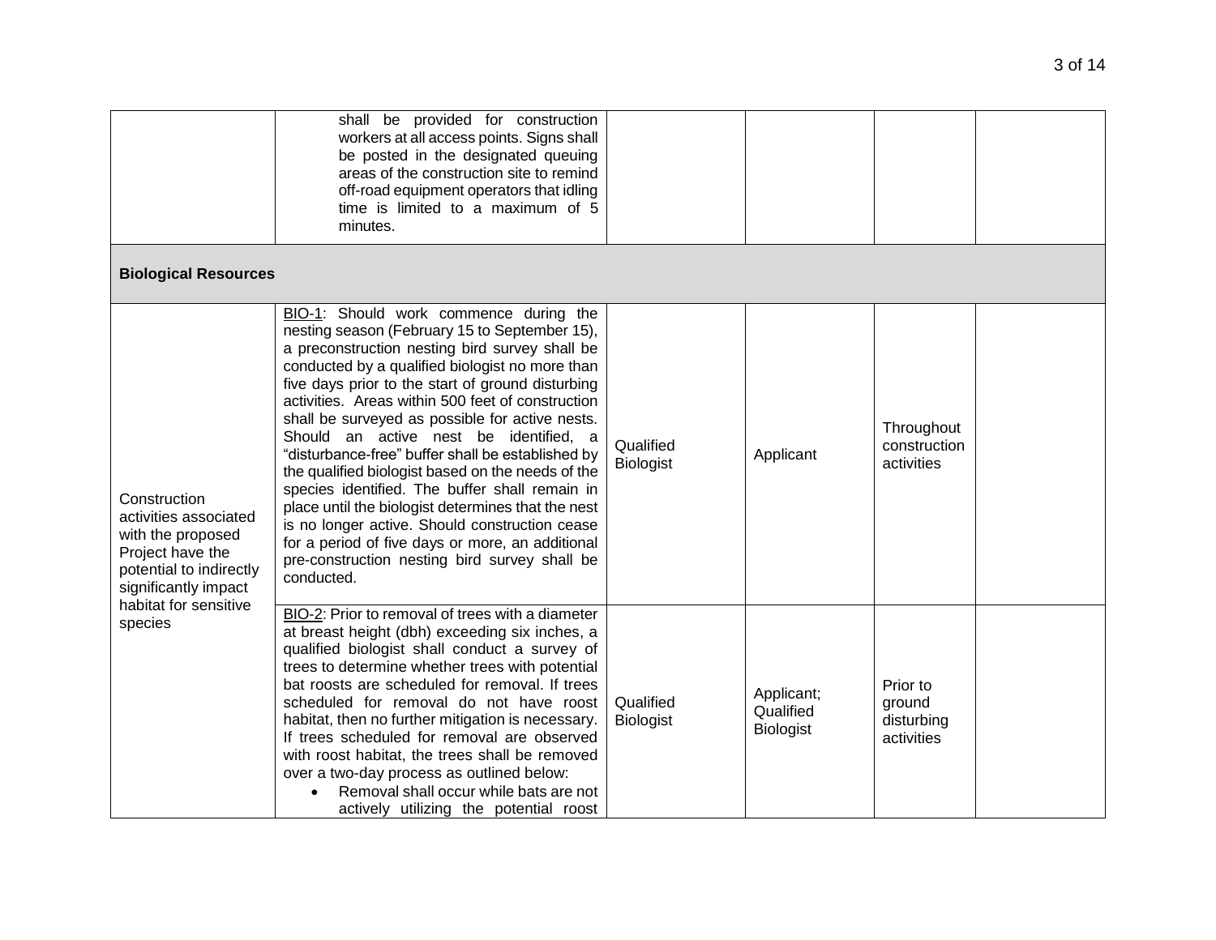| | | | | | |
|---|---|---|---|---|---|
| | shall be provided for construction workers at all access points. Signs shall be posted in the designated queuing areas of the construction site to remind off-road equipment operators that idling time is limited to a maximum of 5 minutes. | | | | |
| **Biological Resources** | | | | | |
| Construction activities associated with the proposed Project have the potential to indirectly significantly impact habitat for sensitive species | BIO-1: Should work commence during the nesting season (February 15 to September 15), a preconstruction nesting bird survey shall be conducted by a qualified biologist no more than five days prior to the start of ground disturbing activities. Areas within 500 feet of construction shall be surveyed as possible for active nests. Should an active nest be identified, a "disturbance-free" buffer shall be established by the qualified biologist based on the needs of the species identified. The buffer shall remain in place until the biologist determines that the nest is no longer active. Should construction cease for a period of five days or more, an additional pre-construction nesting bird survey shall be conducted. | Qualified Biologist | Applicant | Throughout construction activities | |
| | BIO-2: Prior to removal of trees with a diameter at breast height (dbh) exceeding six inches, a qualified biologist shall conduct a survey of trees to determine whether trees with potential bat roosts are scheduled for removal. If trees scheduled for removal do not have roost habitat, then no further mitigation is necessary. If trees scheduled for removal are observed with roost habitat, the trees shall be removed over a two-day process as outlined below: <br>• Removal shall occur while bats are not actively utilizing the potential roost | Qualified Biologist | Applicant; Qualified Biologist | Prior to ground disturbing activities | |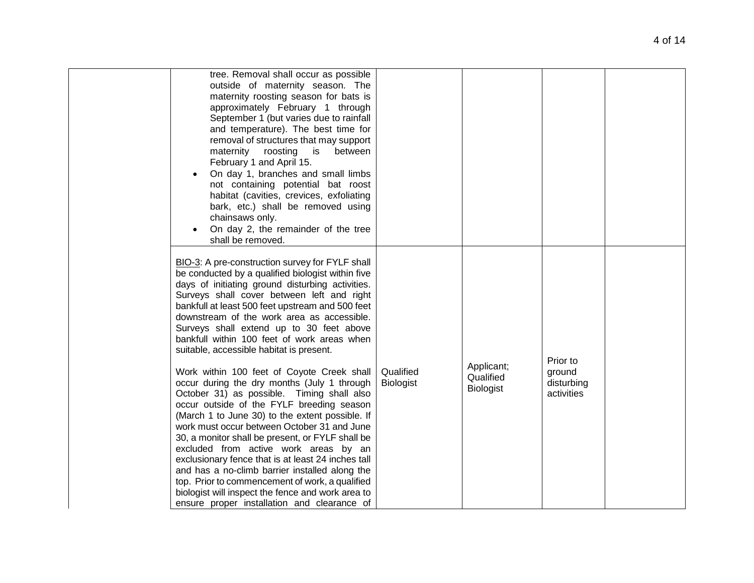| | | | | | |
|---|---|---|---|---|---|
| | tree. Removal shall occur as possible outside of maternity season. The maternity roosting season for bats is approximately February 1 through September 1 (but varies due to rainfall and temperature). The best time for removal of structures that may support maternity roosting is between February 1 and April 15.<br>• On day 1, branches and small limbs not containing potential bat roost habitat (cavities, crevices, exfoliating bark, etc.) shall be removed using chainsaws only.<br>• On day 2, the remainder of the tree shall be removed. | | | | |
| | BIO-3: A pre-construction survey for FYLF shall be conducted by a qualified biologist within five days of initiating ground disturbing activities. Surveys shall cover between left and right bankfull at least 500 feet upstream and 500 feet downstream of the work area as accessible. Surveys shall extend up to 30 feet above bankfull within 100 feet of work areas when suitable, accessible habitat is present.<br><br>Work within 100 feet of Coyote Creek shall occur during the dry months (July 1 through October 31) as possible. Timing shall also occur outside of the FYLF breeding season (March 1 to June 30) to the extent possible. If work must occur between October 31 and June 30, a monitor shall be present, or FYLF shall be excluded from active work areas by an exclusionary fence that is at least 24 inches tall and has a no-climb barrier installed along the top. Prior to commencement of work, a qualified biologist will inspect the fence and work area to ensure proper installation and clearance of | Qualified Biologist | Applicant; Qualified Biologist | Prior to ground disturbing activities | |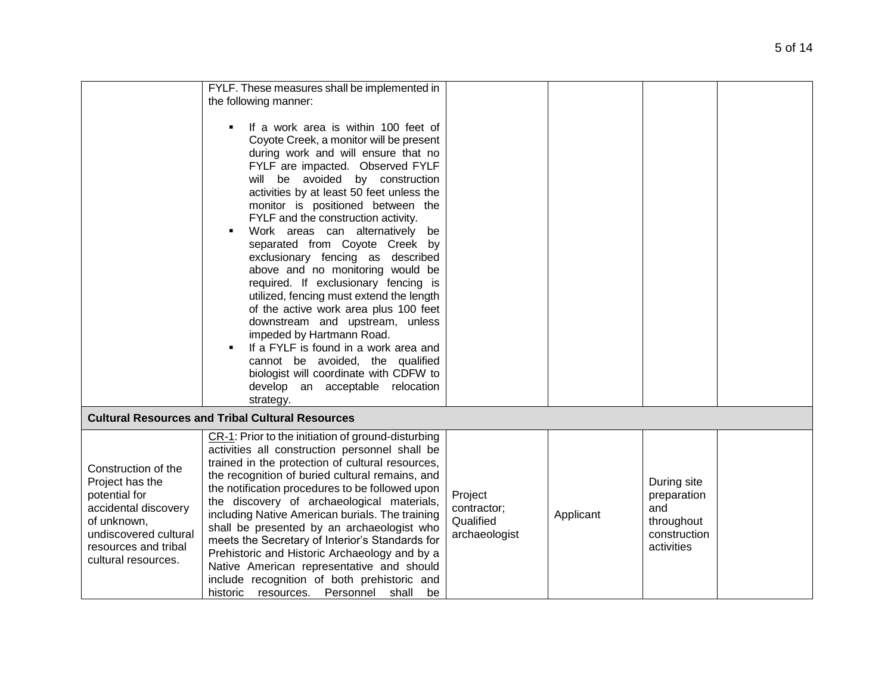| | | | | | |
|---|---|---|---|---|---|
| | FYLF. These measures shall be implemented in the following manner:<br><br>▪ If a work area is within 100 feet of Coyote Creek, a monitor will be present during work and will ensure that no FYLF are impacted. Observed FYLF will be avoided by construction activities by at least 50 feet unless the monitor is positioned between the FYLF and the construction activity.<br>▪ Work areas can alternatively be separated from Coyote Creek by exclusionary fencing as described above and no monitoring would be required. If exclusionary fencing is utilized, fencing must extend the length of the active work area plus 100 feet downstream and upstream, unless impeded by Hartmann Road.<br>▪ If a FYLF is found in a work area and cannot be avoided, the qualified biologist will coordinate with CDFW to develop an acceptable relocation strategy. | | | | |
| **Cultural Resources and Tribal Cultural Resources** | | | | | |
| Construction of the Project has the potential for accidental discovery of unknown, undiscovered cultural resources and tribal cultural resources. | CR-1: Prior to the initiation of ground-disturbing activities all construction personnel shall be trained in the protection of cultural resources, the recognition of buried cultural remains, and the notification procedures to be followed upon the discovery of archaeological materials, including Native American burials. The training shall be presented by an archaeologist who meets the Secretary of Interior's Standards for Prehistoric and Historic Archaeology and by a Native American representative and should include recognition of both prehistoric and historic resources. Personnel shall be | Project contractor; Qualified archaeologist | Applicant | During site preparation and throughout construction activities | |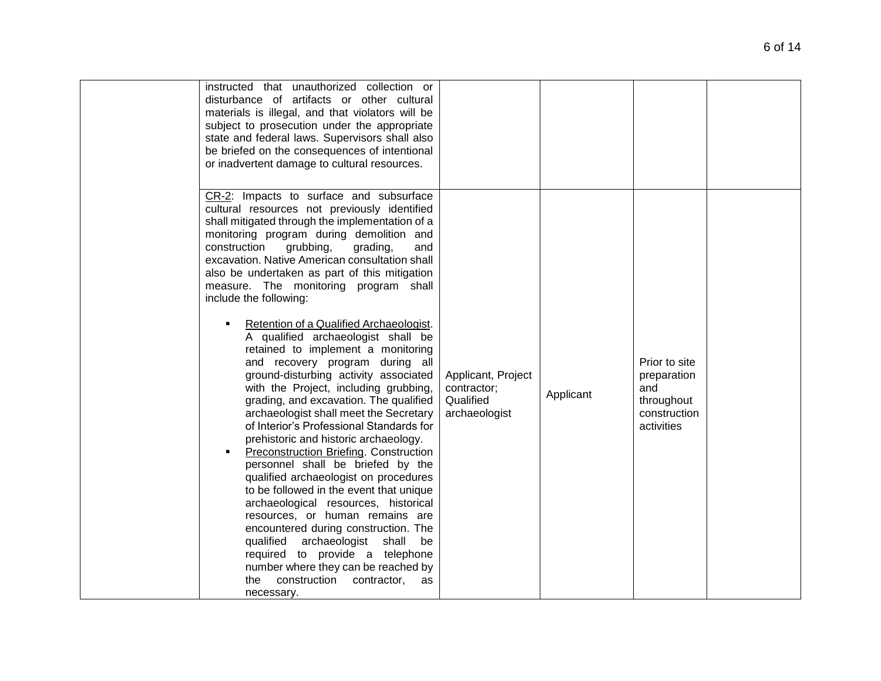| | | | | | |
|---|---|---|---|---|---|
| | instructed that unauthorized collection or disturbance of artifacts or other cultural materials is illegal, and that violators will be subject to prosecution under the appropriate state and federal laws. Supervisors shall also be briefed on the consequences of intentional or inadvertent damage to cultural resources. | | | | |
| | CR-2: Impacts to surface and subsurface cultural resources not previously identified shall mitigated through the implementation of a monitoring program during demolition and construction grubbing, grading, and excavation. Native American consultation shall also be undertaken as part of this mitigation measure. The monitoring program shall include the following:<br><br>▪ Retention of a Qualified Archaeologist. A qualified archaeologist shall be retained to implement a monitoring and recovery program during all ground-disturbing activity associated with the Project, including grubbing, grading, and excavation. The qualified archaeologist shall meet the Secretary of Interior's Professional Standards for prehistoric and historic archaeology.<br>▪ Preconstruction Briefing. Construction personnel shall be briefed by the qualified archaeologist on procedures to be followed in the event that unique archaeological resources, historical resources, or human remains are encountered during construction. The qualified archaeologist shall be required to provide a telephone number where they can be reached by the construction contractor, as necessary. | Applicant, Project contractor; Qualified archaeologist | Applicant | Prior to site preparation and throughout construction activities | |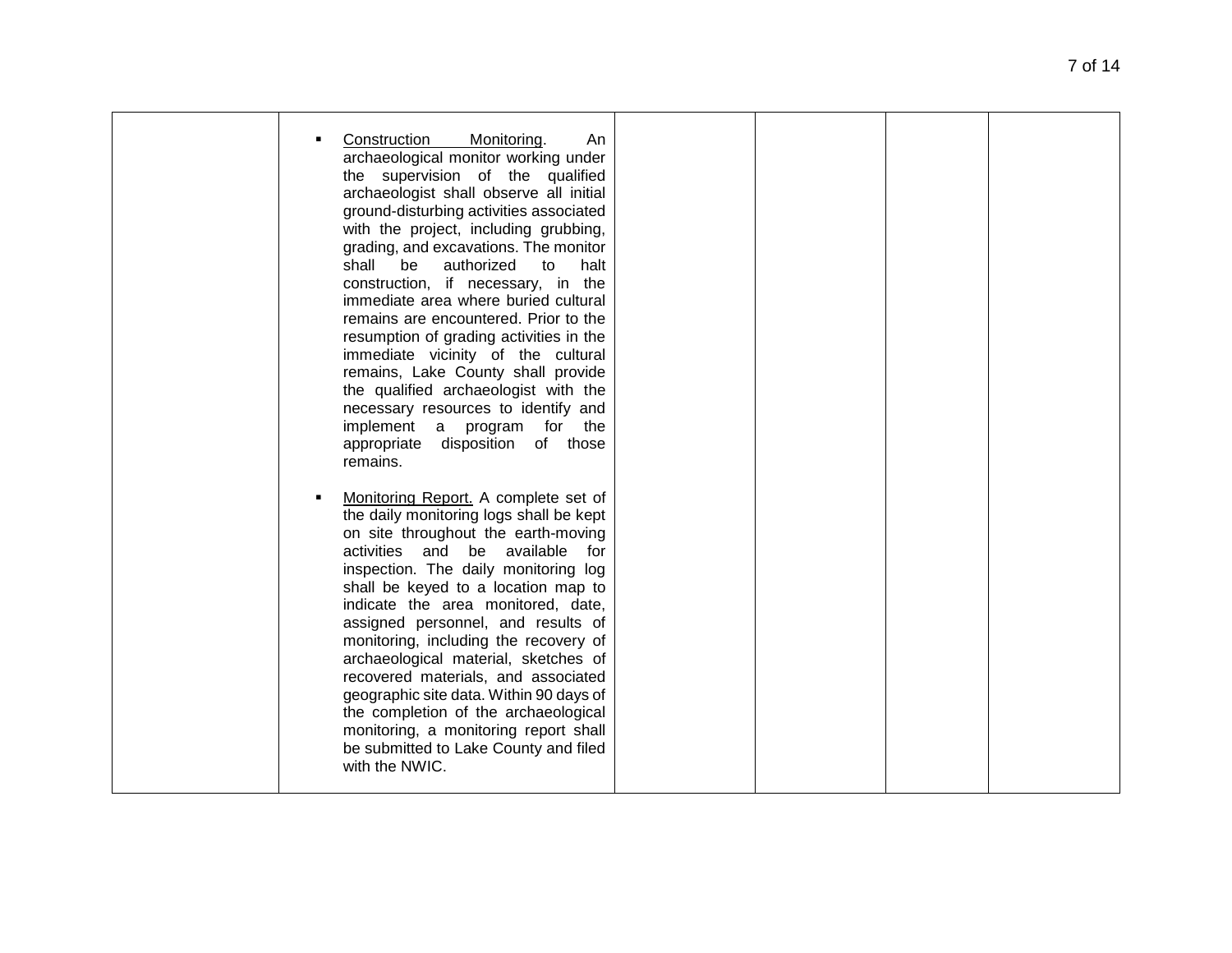| | | | | | |
|---|---|---|---|---|---|
| | ▪ <u>Construction Monitoring</u>. An archaeological monitor working under the supervision of the qualified archaeologist shall observe all initial ground-disturbing activities associated with the project, including grubbing, grading, and excavations. The monitor shall be authorized to halt construction, if necessary, in the immediate area where buried cultural remains are encountered. Prior to the resumption of grading activities in the immediate vicinity of the cultural remains, Lake County shall provide the qualified archaeologist with the necessary resources to identify and implement a program for the appropriate disposition of those remains.<br><br>▪ <u>Monitoring Report.</u> A complete set of the daily monitoring logs shall be kept on site throughout the earth-moving activities and be available for inspection. The daily monitoring log shall be keyed to a location map to indicate the area monitored, date, assigned personnel, and results of monitoring, including the recovery of archaeological material, sketches of recovered materials, and associated geographic site data. Within 90 days of the completion of the archaeological monitoring, a monitoring report shall be submitted to Lake County and filed with the NWIC. | | | | |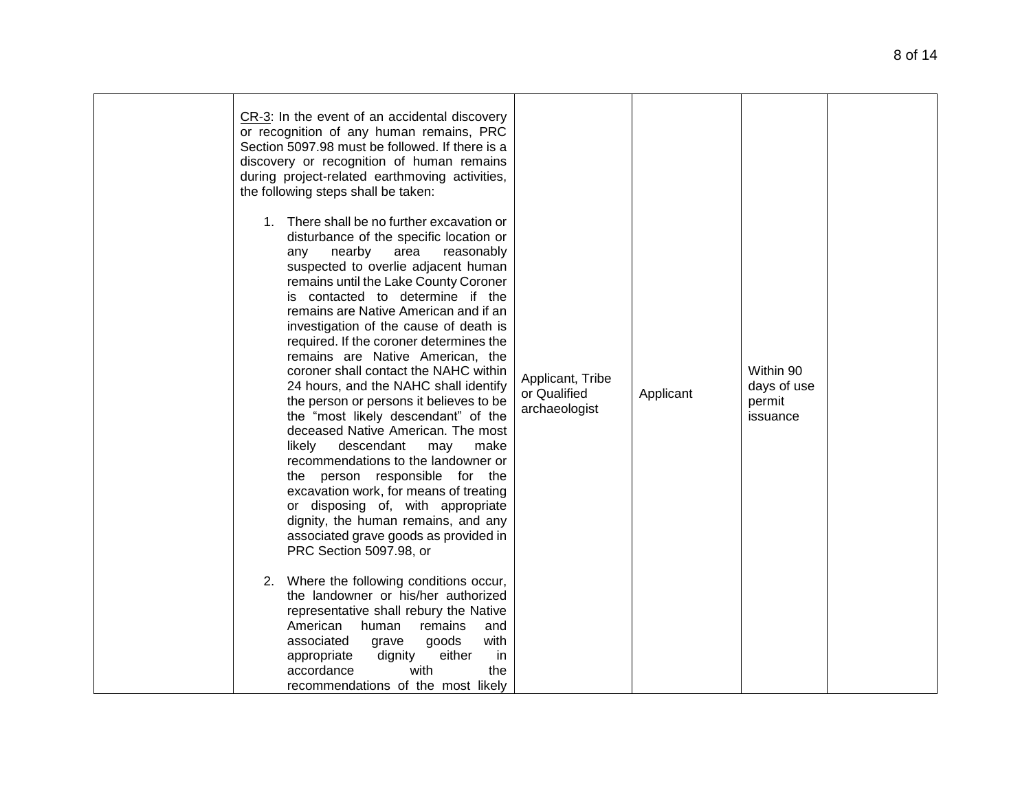|  |  |  |  |  |  |
|---|---|---|---|---|---|
|  | CR-3: In the event of an accidental discovery or recognition of any human remains, PRC Section 5097.98 must be followed. If there is a discovery or recognition of human remains during project-related earthmoving activities, the following steps shall be taken:<br><br>1. There shall be no further excavation or disturbance of the specific location or any nearby area reasonably suspected to overlie adjacent human remains until the Lake County Coroner is contacted to determine if the remains are Native American and if an investigation of the cause of death is required. If the coroner determines the remains are Native American, the coroner shall contact the NAHC within 24 hours, and the NAHC shall identify the person or persons it believes to be the "most likely descendant" of the deceased Native American. The most likely descendant may make recommendations to the landowner or the person responsible for the excavation work, for means of treating or disposing of, with appropriate dignity, the human remains, and any associated grave goods as provided in PRC Section 5097.98, or<br><br>2. Where the following conditions occur, the landowner or his/her authorized representative shall rebury the Native American human remains and associated grave goods with appropriate dignity either in accordance with the recommendations of the most likely | Applicant, Tribe or Qualified archaeologist | Applicant | Within 90 days of use permit issuance |  |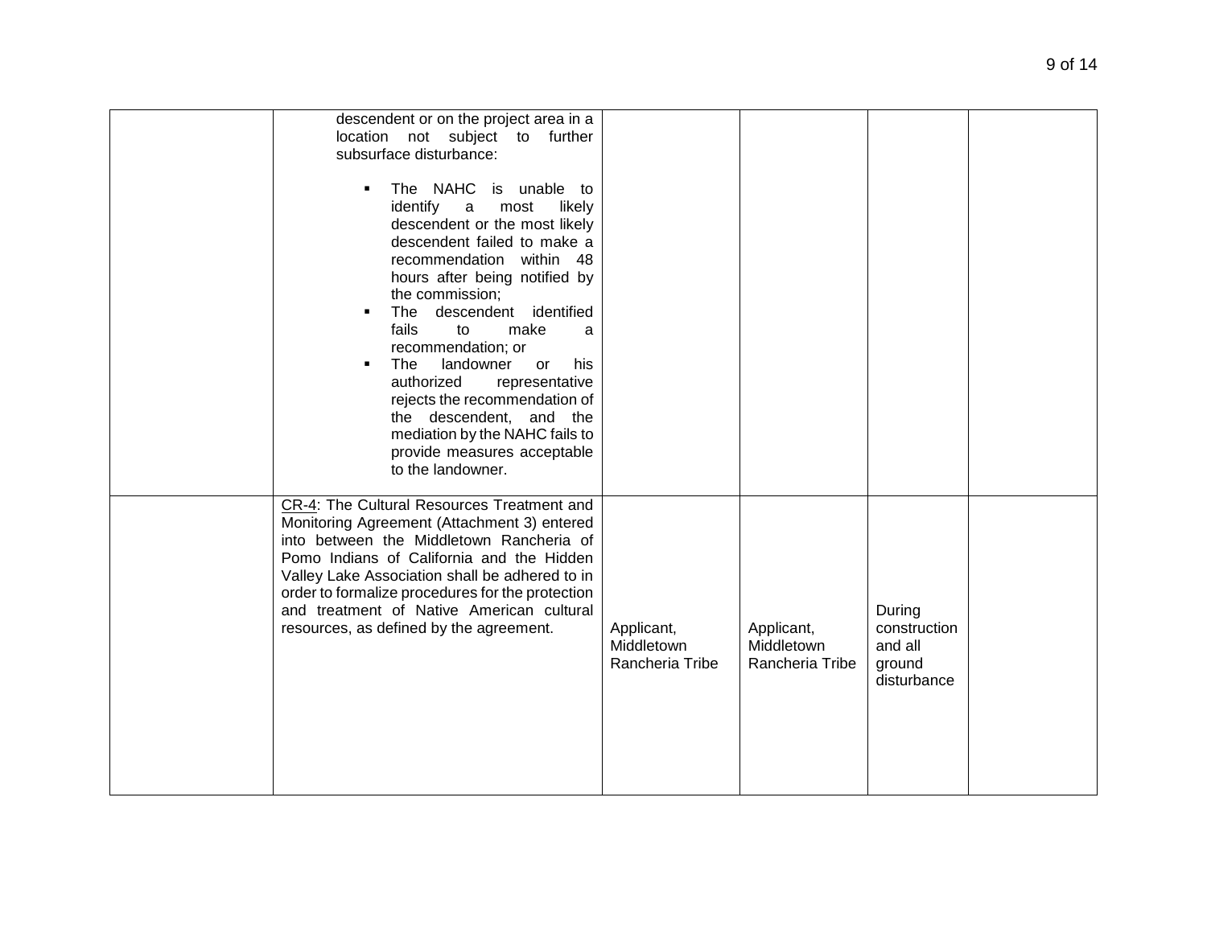| | | | | | |
|---|---|---|---|---|---|
| | descendent or on the project area in a location not subject to further subsurface disturbance:<br><br>- The NAHC is unable to identify a most likely descendent or the most likely descendent failed to make a recommendation within 48 hours after being notified by the commission;<br>- The descendent identified fails to make a recommendation; or<br>- The landowner or his authorized representative rejects the recommendation of the descendent, and the mediation by the NAHC fails to provide measures acceptable to the landowner. | | | | |
| | CR-4: The Cultural Resources Treatment and Monitoring Agreement (Attachment 3) entered into between the Middletown Rancheria of Pomo Indians of California and the Hidden Valley Lake Association shall be adhered to in order to formalize procedures for the protection and treatment of Native American cultural resources, as defined by the agreement. | Applicant, Middletown Rancheria Tribe | Applicant, Middletown Rancheria Tribe | During construction and all ground disturbance | |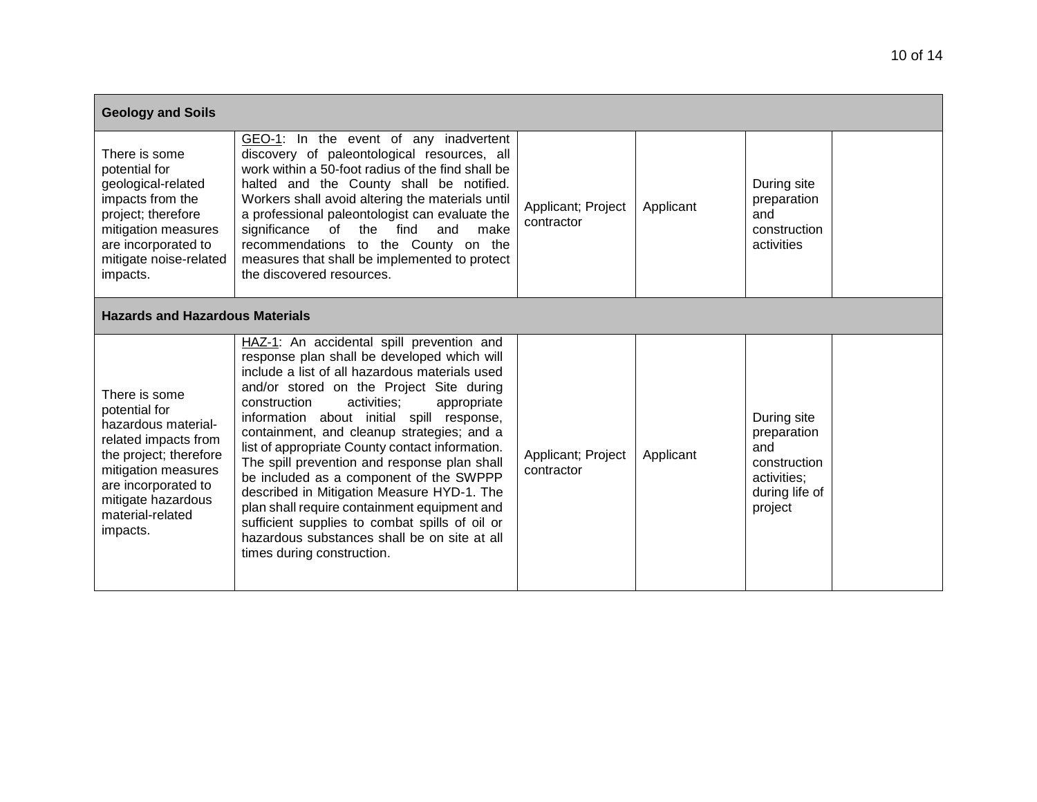| Geology and Soils | | | | | |
|---|---|---|---|---|---|
| There is some potential for geological-related impacts from the project; therefore mitigation measures are incorporated to mitigate noise-related impacts. | GEO-1: In the event of any inadvertent discovery of paleontological resources, all work within a 50-foot radius of the find shall be halted and the County shall be notified. Workers shall avoid altering the materials until a professional paleontologist can evaluate the significance of the find and make recommendations to the County on the measures that shall be implemented to protect the discovered resources. | Applicant; Project contractor | Applicant | During site preparation and construction activities | |
| **Hazards and Hazardous Materials** | | | | | |
| There is some potential for hazardous material-related impacts from the project; therefore mitigation measures are incorporated to mitigate hazardous material-related impacts. | HAZ-1: An accidental spill prevention and response plan shall be developed which will include a list of all hazardous materials used and/or stored on the Project Site during construction activities; appropriate information about initial spill response, containment, and cleanup strategies; and a list of appropriate County contact information. The spill prevention and response plan shall be included as a component of the SWPPP described in Mitigation Measure HYD-1. The plan shall require containment equipment and sufficient supplies to combat spills of oil or hazardous substances shall be on site at all times during construction. | Applicant; Project contractor | Applicant | During site preparation and construction activities; during life of project | |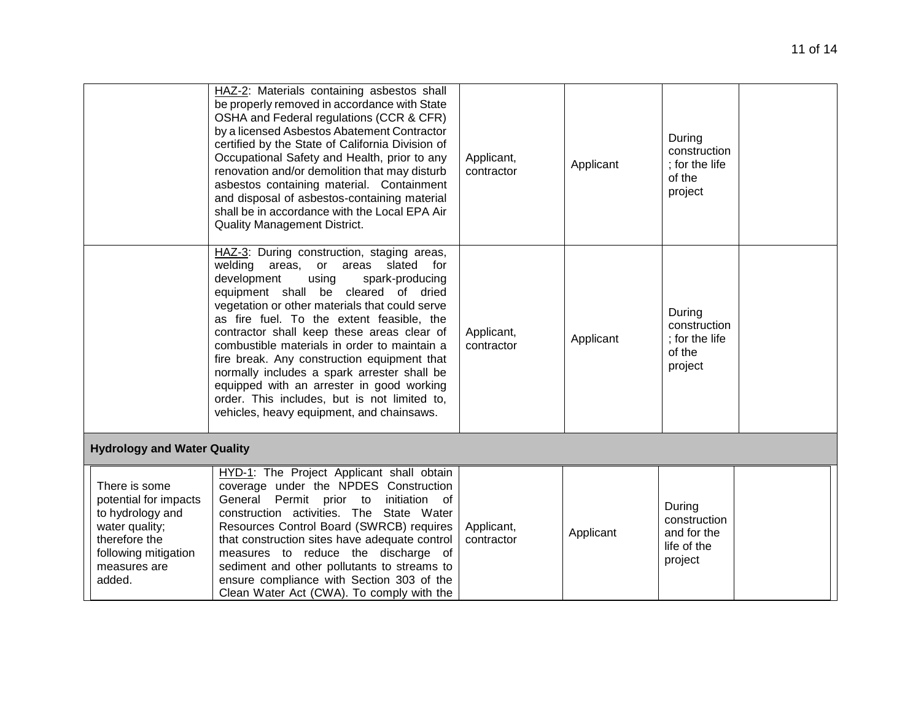| | | | | | |
|---|---|---|---|---|---|
| | HAZ-2: Materials containing asbestos shall be properly removed in accordance with State OSHA and Federal regulations (CCR & CFR) by a licensed Asbestos Abatement Contractor certified by the State of California Division of Occupational Safety and Health, prior to any renovation and/or demolition that may disturb asbestos containing material. Containment and disposal of asbestos-containing material shall be in accordance with the Local EPA Air Quality Management District. | Applicant, contractor | Applicant | During construction ; for the life of the project | |
| | HAZ-3: During construction, staging areas, welding areas, or areas slated for development using spark-producing equipment shall be cleared of dried vegetation or other materials that could serve as fire fuel. To the extent feasible, the contractor shall keep these areas clear of combustible materials in order to maintain a fire break. Any construction equipment that normally includes a spark arrester shall be equipped with an arrester in good working order. This includes, but is not limited to, vehicles, heavy equipment, and chainsaws. | Applicant, contractor | Applicant | During construction ; for the life of the project | |
| **Hydrology and Water Quality** | | | | | |
| There is some potential for impacts to hydrology and water quality; therefore the following mitigation measures are added. | HYD-1: The Project Applicant shall obtain coverage under the NPDES Construction General Permit prior to initiation of construction activities. The State Water Resources Control Board (SWRCB) requires that construction sites have adequate control measures to reduce the discharge of sediment and other pollutants to streams to ensure compliance with Section 303 of the Clean Water Act (CWA). To comply with the | Applicant, contractor | Applicant | During construction and for the life of the project | |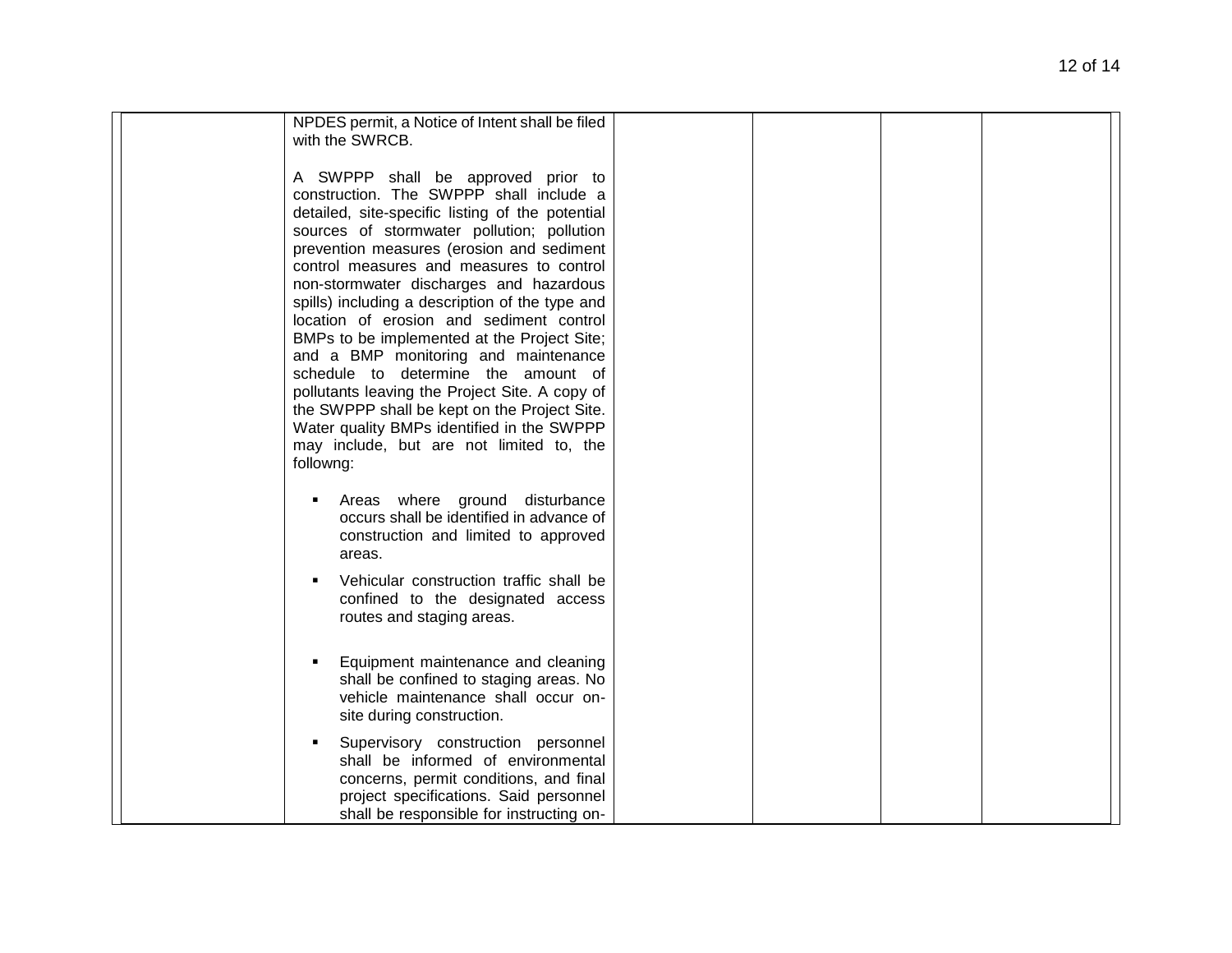| | | | | | |
|---|---|---|---|---|---|
| | NPDES permit, a Notice of Intent shall be filed with the SWRCB.<br><br>A SWPPP shall be approved prior to construction. The SWPPP shall include a detailed, site-specific listing of the potential sources of stormwater pollution; pollution prevention measures (erosion and sediment control measures and measures to control non-stormwater discharges and hazardous spills) including a description of the type and location of erosion and sediment control BMPs to be implemented at the Project Site; and a BMP monitoring and maintenance schedule to determine the amount of pollutants leaving the Project Site. A copy of the SWPPP shall be kept on the Project Site. Water quality BMPs identified in the SWPPP may include, but are not limited to, the followng:<br><br>▪ Areas where ground disturbance occurs shall be identified in advance of construction and limited to approved areas.<br>▪ Vehicular construction traffic shall be confined to the designated access routes and staging areas.<br>▪ Equipment maintenance and cleaning shall be confined to staging areas. No vehicle maintenance shall occur on-site during construction.<br>▪ Supervisory construction personnel shall be informed of environmental concerns, permit conditions, and final project specifications. Said personnel shall be responsible for instructing on- | | | | |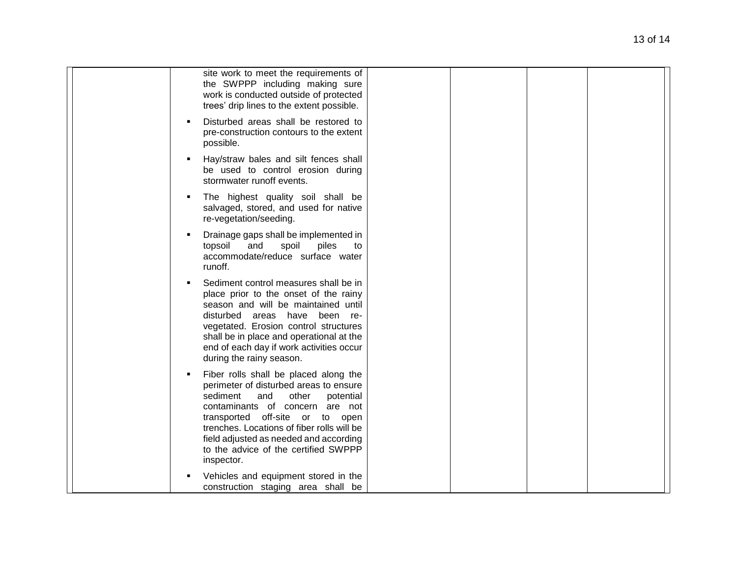| | | | | | |
|---|---|---|---|---|---|
| | site work to meet the requirements of the SWPPP including making sure work is conducted outside of protected trees' drip lines to the extent possible.<br><br>▪ Disturbed areas shall be restored to pre-construction contours to the extent possible.<br><br>▪ Hay/straw bales and silt fences shall be used to control erosion during stormwater runoff events.<br><br>▪ The highest quality soil shall be salvaged, stored, and used for native re-vegetation/seeding.<br><br>▪ Drainage gaps shall be implemented in topsoil and spoil piles to accommodate/reduce surface water runoff.<br><br>▪ Sediment control measures shall be in place prior to the onset of the rainy season and will be maintained until disturbed areas have been re-vegetated. Erosion control structures shall be in place and operational at the end of each day if work activities occur during the rainy season.<br><br>▪ Fiber rolls shall be placed along the perimeter of disturbed areas to ensure sediment and other potential contaminants of concern are not transported off-site or to open trenches. Locations of fiber rolls will be field adjusted as needed and according to the advice of the certified SWPPP inspector.<br><br>▪ Vehicles and equipment stored in the construction staging area shall be | | | | |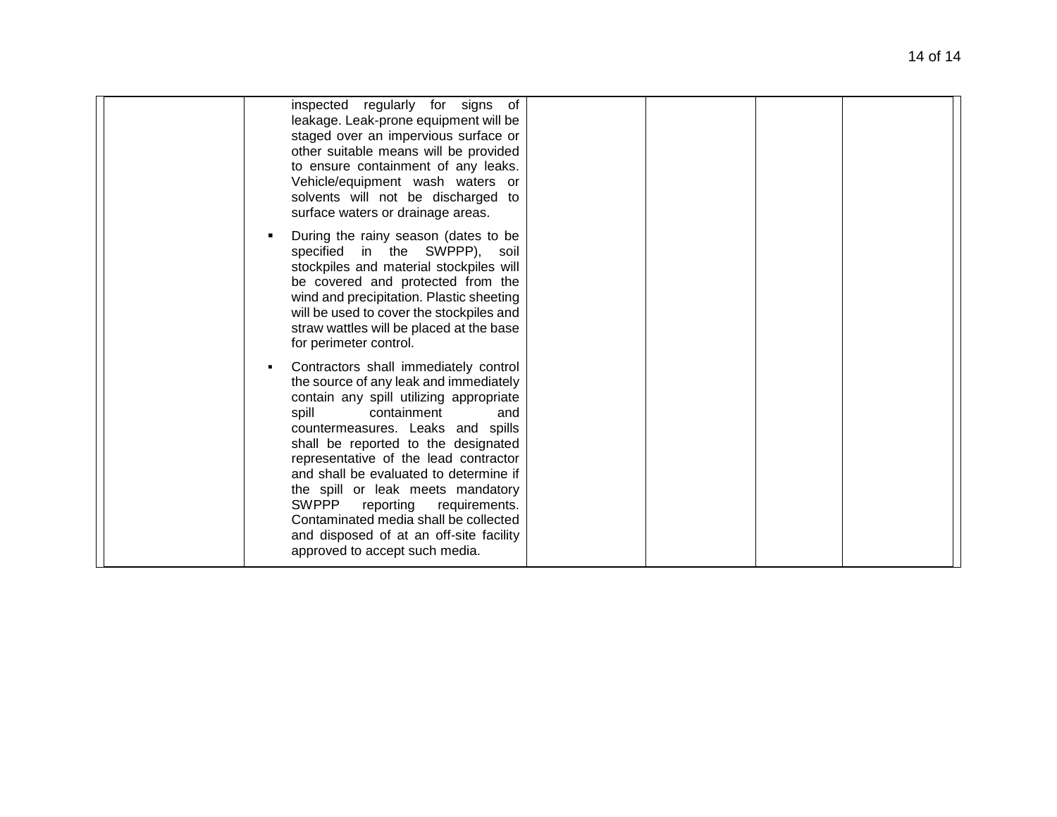| | | | | | |
|---|---|---|---|---|---|
| | inspected regularly for signs of leakage. Leak-prone equipment will be staged over an impervious surface or other suitable means will be provided to ensure containment of any leaks. Vehicle/equipment wash waters or solvents will not be discharged to surface waters or drainage areas.<br><br>▪ During the rainy season (dates to be specified in the SWPPP), soil stockpiles and material stockpiles will be covered and protected from the wind and precipitation. Plastic sheeting will be used to cover the stockpiles and straw wattles will be placed at the base for perimeter control.<br><br>▪ Contractors shall immediately control the source of any leak and immediately contain any spill utilizing appropriate spill containment and countermeasures. Leaks and spills shall be reported to the designated representative of the lead contractor and shall be evaluated to determine if the spill or leak meets mandatory SWPPP reporting requirements. Contaminated media shall be collected and disposed of at an off-site facility approved to accept such media. | | | | |